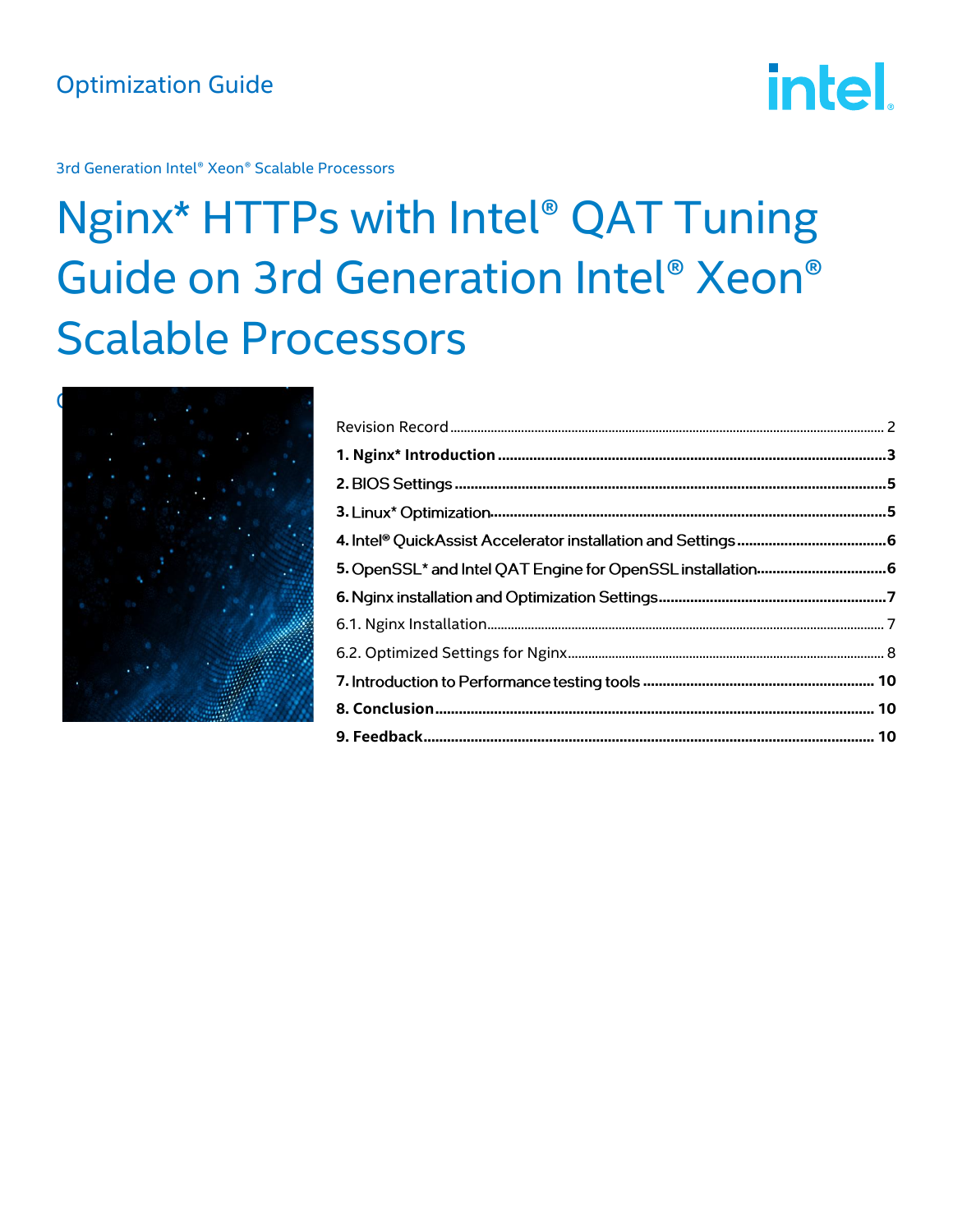Optimization Guide

3rd Generation Intel® Xeon® Scalable Processors

# Nginx* HTTPs with Intel® QAT Tuning Guide on 3rd Generation Intel® Xeon® Scalable Processors

Revision Record ........ 2

**1. Nginx* Introduction** ........ 3

**2.** BIOS Settings ........ 5

**3.** Linux* Optimization ........ 5

**4.** Intel® QuickAssist Accelerator installation and Settings ........ 6

**5.** OpenSSL* and Intel QAT Engine for OpenSSL installation ........ 6

**6.** Nginx installation and Optimization Settings ........ 7

6.1. Nginx Installation ........ 7

6.2. Optimized Settings for Nginx ........ 8

**7.** Introduction to Performance testing tools ........ 10

**8. Conclusion** ........ 10

**9. Feedback** ........ 10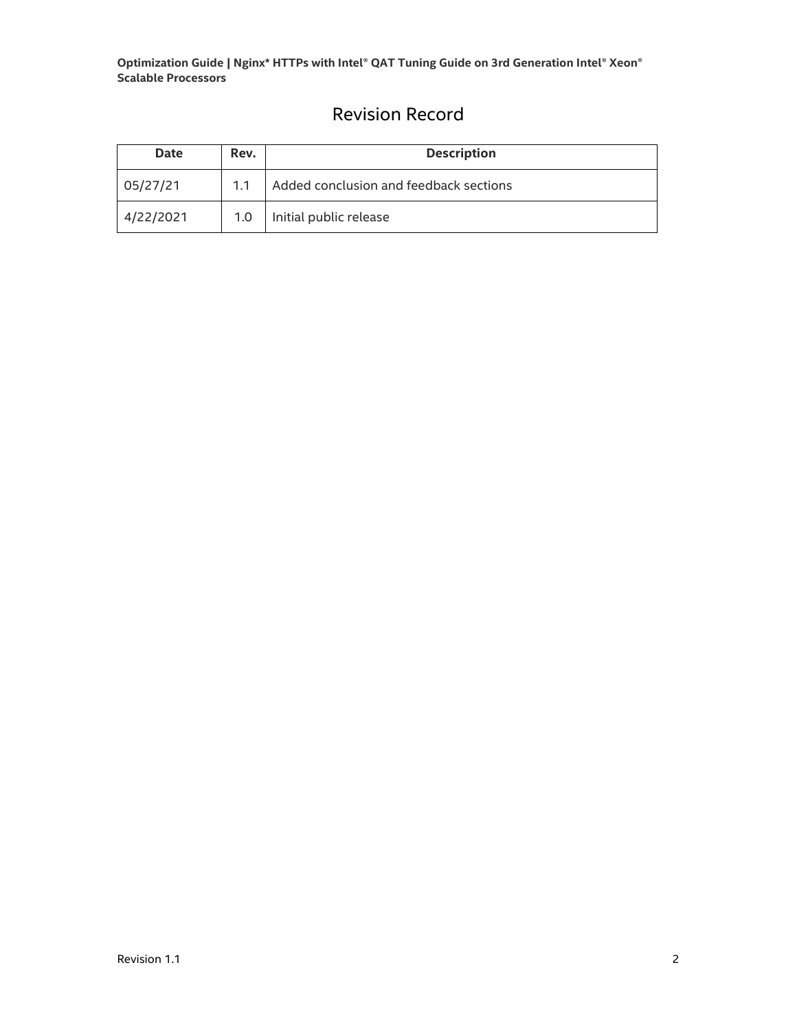# Revision Record

| Date | Rev. | Description |
| --- | --- | --- |
| 05/27/21 | 1.1 | Added conclusion and feedback sections |
| 4/22/2021 | 1.0 | Initial public release |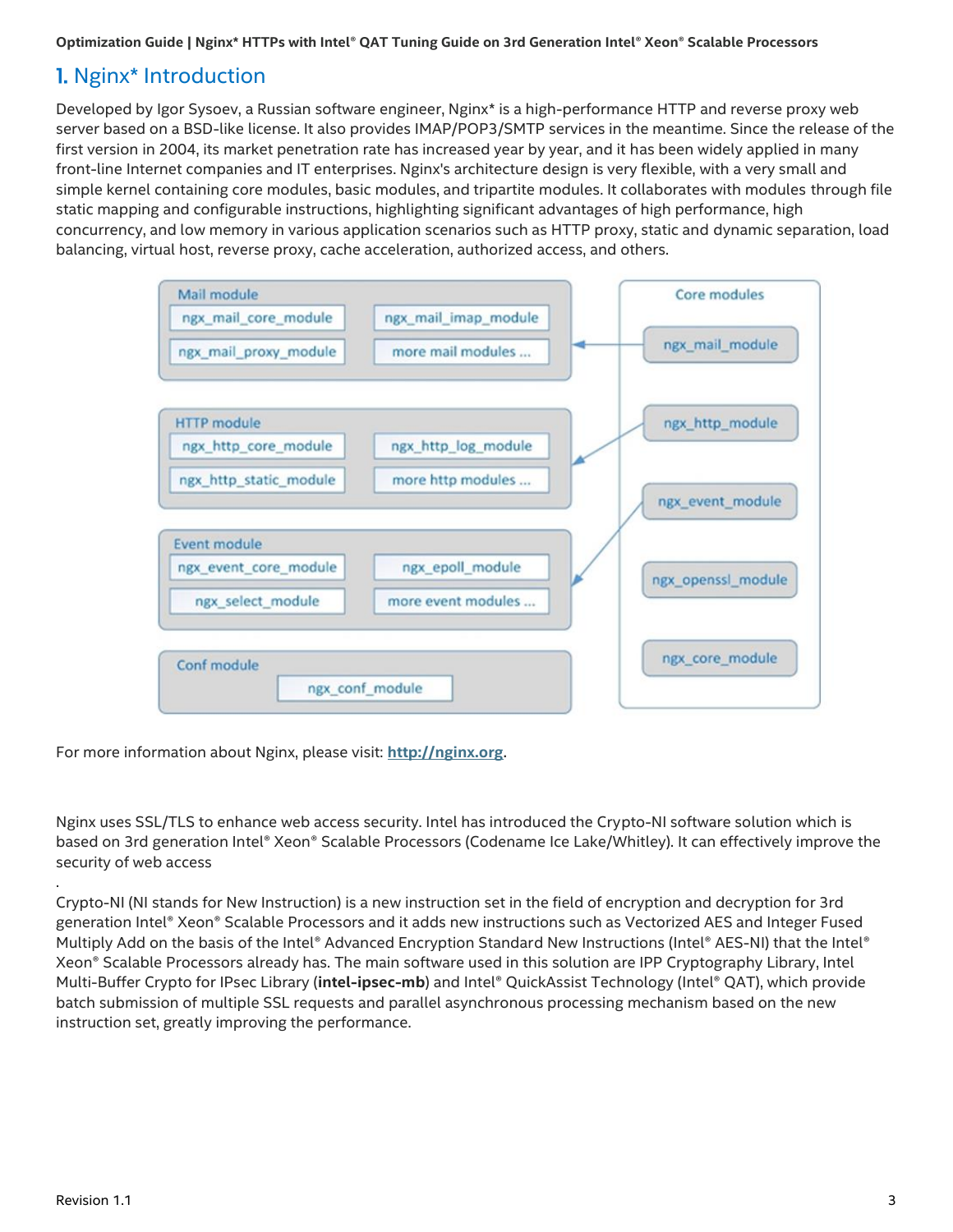# 1. Nginx* Introduction

Developed by Igor Sysoev, a Russian software engineer, Nginx* is a high-performance HTTP and reverse proxy web server based on a BSD-like license. It also provides IMAP/POP3/SMTP services in the meantime. Since the release of the first version in 2004, its market penetration rate has increased year by year, and it has been widely applied in many front-line Internet companies and IT enterprises. Nginx's architecture design is very flexible, with a very small and simple kernel containing core modules, basic modules, and tripartite modules. It collaborates with modules through file static mapping and configurable instructions, highlighting significant advantages of high performance, high concurrency, and low memory in various application scenarios such as HTTP proxy, static and dynamic separation, load balancing, virtual host, reverse proxy, cache acceleration, authorized access, and others.

For more information about Nginx, please visit: **http://nginx.org**.

Nginx uses SSL/TLS to enhance web access security. Intel has introduced the Crypto-NI software solution which is based on 3rd generation Intel® Xeon® Scalable Processors (Codename Ice Lake/Whitley). It can effectively improve the security of web access

.

Crypto-NI (NI stands for New Instruction) is a new instruction set in the field of encryption and decryption for 3rd generation Intel® Xeon® Scalable Processors and it adds new instructions such as Vectorized AES and Integer Fused Multiply Add on the basis of the Intel® Advanced Encryption Standard New Instructions (Intel® AES-NI) that the Intel® Xeon® Scalable Processors already has. The main software used in this solution are IPP Cryptography Library, Intel Multi-Buffer Crypto for IPsec Library (**intel-ipsec-mb**) and Intel® QuickAssist Technology (Intel® QAT), which provide batch submission of multiple SSL requests and parallel asynchronous processing mechanism based on the new instruction set, greatly improving the performance.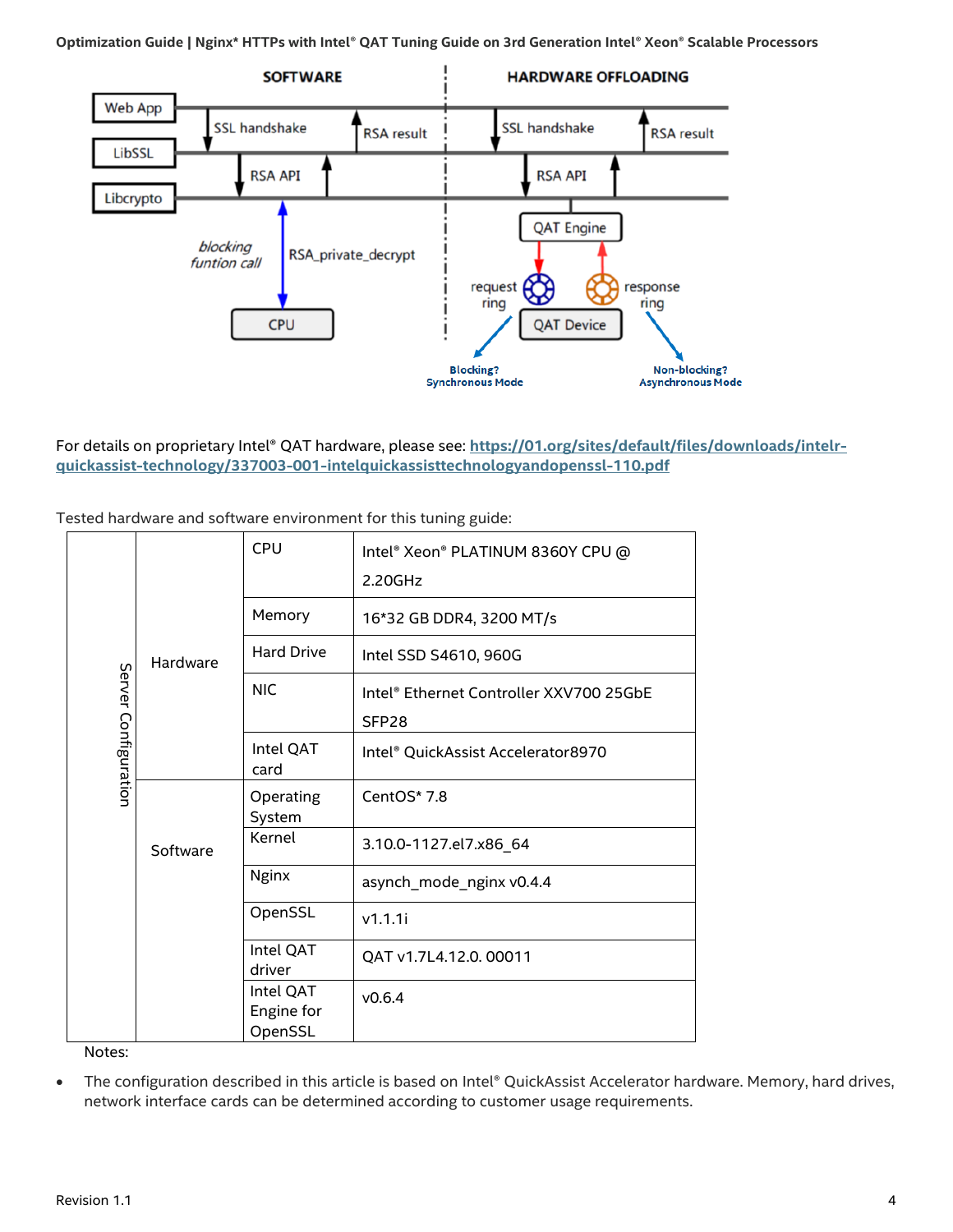For details on proprietary Intel® QAT hardware, please see: [https://01.org/sites/default/files/downloads/intelr-quickassist-technology/337003-001-intelquickassisttechnologyandopenssl-110.pdf](https://01.org/sites/default/files/downloads/intelr-quickassist-technology/337003-001-intelquickassisttechnologyandopenssl-110.pdf)

Tested hardware and software environment for this tuning guide:

| | | | |
|---|---|---|---|
| Server Configuration | Hardware | CPU | Intel® Xeon® PLATINUM 8360Y CPU @ 2.20GHz |
| | | Memory | 16*32 GB DDR4, 3200 MT/s |
| | | Hard Drive | Intel SSD S4610, 960G |
| | | NIC | Intel® Ethernet Controller XXV700 25GbE SFP28 |
| | | Intel QAT card | Intel® QuickAssist Accelerator8970 |
| | Software | Operating System | CentOS* 7.8 |
| | | Kernel | 3.10.0-1127.el7.x86_64 |
| | | Nginx | asynch_mode_nginx v0.4.4 |
| | | OpenSSL | v1.1.1i |
| | | Intel QAT driver | QAT v1.7L4.12.0. 00011 |
| | | Intel QAT Engine for OpenSSL | v0.6.4 |

Notes:

- The configuration described in this article is based on Intel® QuickAssist Accelerator hardware. Memory, hard drives, network interface cards can be determined according to customer usage requirements.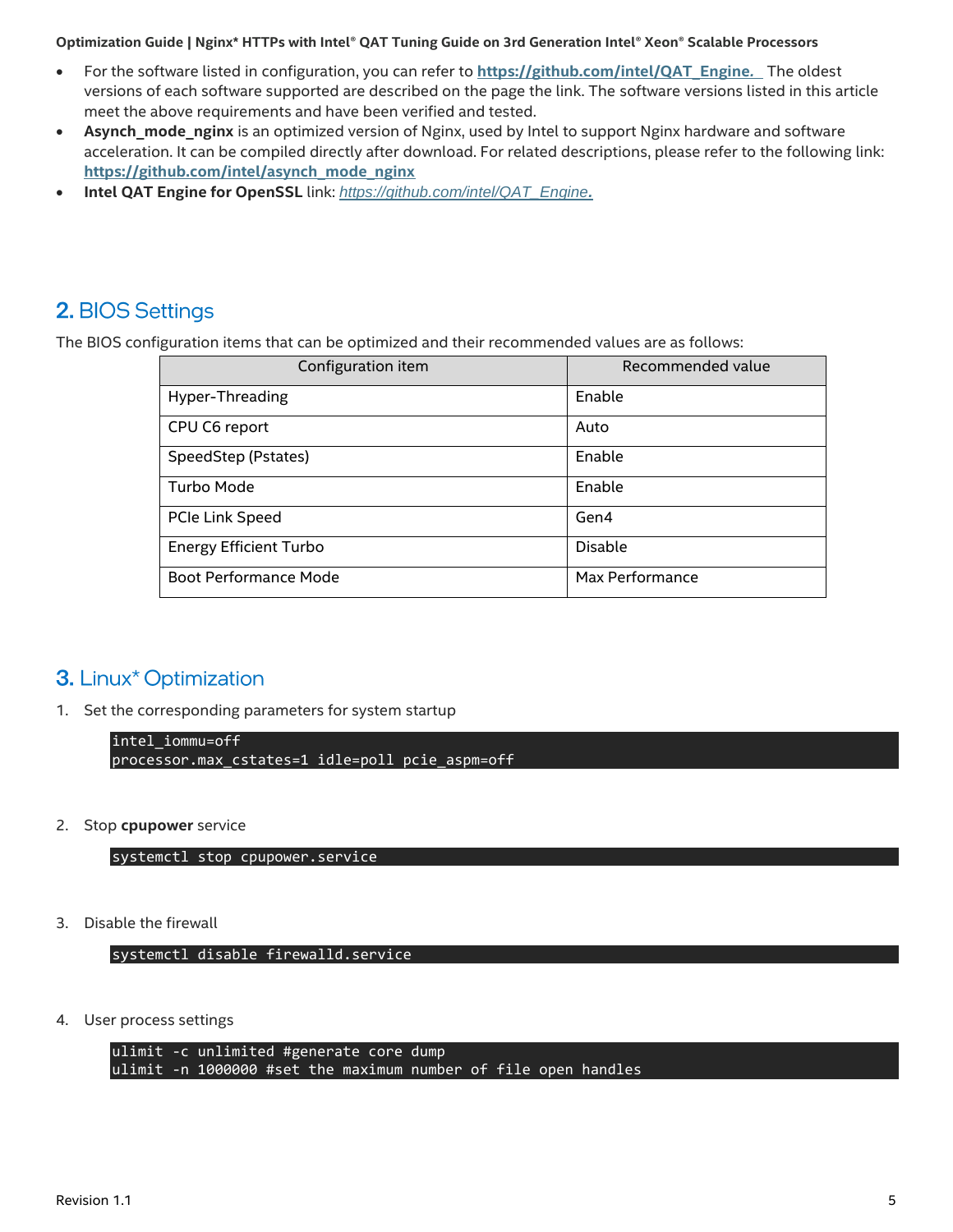- For the software listed in configuration, you can refer to **https://github.com/intel/QAT_Engine.** The oldest versions of each software supported are described on the page the link. The software versions listed in this article meet the above requirements and have been verified and tested.
- **Asynch_mode_nginx** is an optimized version of Nginx, used by Intel to support Nginx hardware and software acceleration. It can be compiled directly after download. For related descriptions, please refer to the following link: **https://github.com/intel/asynch_mode_nginx**
- **Intel QAT Engine for OpenSSL** link: *https://github.com/intel/QAT_Engine.*

## 2. BIOS Settings

The BIOS configuration items that can be optimized and their recommended values are as follows:

| Configuration item | Recommended value |
|---|---|
| Hyper-Threading | Enable |
| CPU C6 report | Auto |
| SpeedStep (Pstates) | Enable |
| Turbo Mode | Enable |
| PCIe Link Speed | Gen4 |
| Energy Efficient Turbo | Disable |
| Boot Performance Mode | Max Performance |

## 3. Linux* Optimization

1. Set the corresponding parameters for system startup

```
intel_iommu=off
processor.max_cstates=1 idle=poll pcie_aspm=off
```

2. Stop **cpupower** service

```
systemctl stop cpupower.service
```

3. Disable the firewall

```
systemctl disable firewalld.service
```

4. User process settings

```
ulimit -c unlimited #generate core dump
ulimit -n 1000000 #set the maximum number of file open handles
```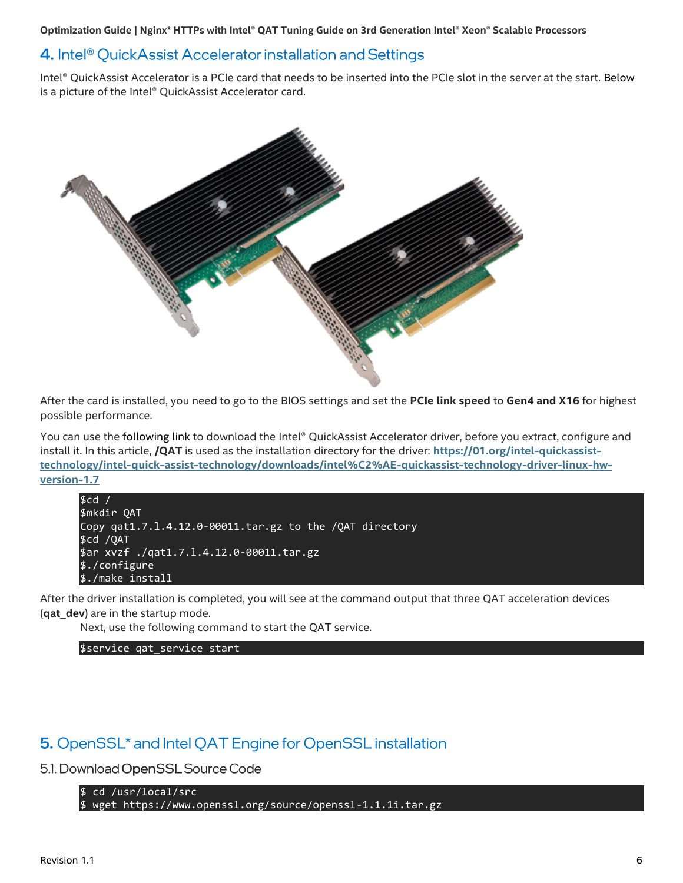## 4. Intel® QuickAssist Accelerator installation and Settings

Intel® QuickAssist Accelerator is a PCIe card that needs to be inserted into the PCIe slot in the server at the start. Below is a picture of the Intel® QuickAssist Accelerator card.

After the card is installed, you need to go to the BIOS settings and set the **PCIe link speed** to **Gen4 and X16** for highest possible performance.

You can use the following link to download the Intel® QuickAssist Accelerator driver, before you extract, configure and install it. In this article, **/QAT** is used as the installation directory for the driver: **https://01.org/intel-quickassist-technology/intel-quick-assist-technology/downloads/intel%C2%AE-quickassist-technology-driver-linux-hw-version-1.7**

```
$cd /
$mkdir QAT
Copy qat1.7.l.4.12.0-00011.tar.gz to the /QAT directory
$cd /QAT
$ar xvzf ./qat1.7.l.4.12.0-00011.tar.gz
$./configure
$./make install
```

After the driver installation is completed, you will see at the command output that three QAT acceleration devices (**qat_dev**) are in the startup mode.

Next, use the following command to start the QAT service.

```
$service qat_service start
```

## 5. OpenSSL* and Intel QAT Engine for OpenSSL installation

### 5.1. Download OpenSSL Source Code

```
$ cd /usr/local/src
$ wget https://www.openssl.org/source/openssl-1.1.1i.tar.gz
```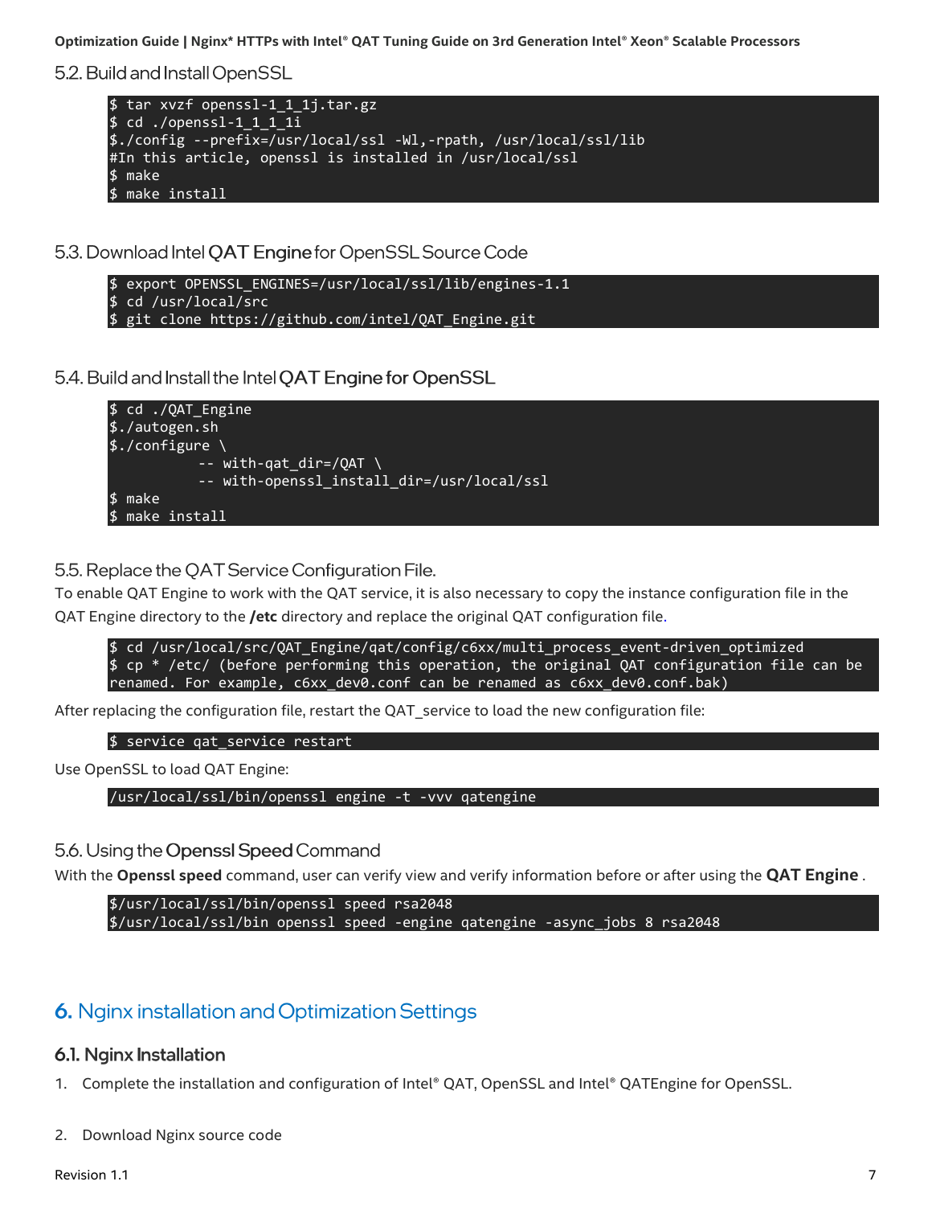## 5.2. Build and Install OpenSSL

```
$ tar xvzf openssl-1_1_1j.tar.gz
$ cd ./openssl-1_1_1i
$./config --prefix=/usr/local/ssl -Wl,-rpath, /usr/local/ssl/lib
#In this article, openssl is installed in /usr/local/ssl
$ make
$ make install
```

## 5.3. Download Intel **QAT Engine** for OpenSSL Source Code

```
$ export OPENSSL_ENGINES=/usr/local/ssl/lib/engines-1.1
$ cd /usr/local/src
$ git clone https://github.com/intel/QAT_Engine.git
```

## 5.4. Build and Install the Intel **QAT Engine for OpenSSL**

```
$ cd ./QAT_Engine
$./autogen.sh
$./configure \
          -- with-qat_dir=/QAT \
          -- with-openssl_install_dir=/usr/local/ssl
$ make
$ make install
```

## 5.5. Replace the QAT Service Configuration File.

To enable QAT Engine to work with the QAT service, it is also necessary to copy the instance configuration file in the QAT Engine directory to the **/etc** directory and replace the original QAT configuration file.

```
$ cd /usr/local/src/QAT_Engine/qat/config/c6xx/multi_process_event-driven_optimized
$ cp * /etc/ (before performing this operation, the original QAT configuration file can be
renamed. For example, c6xx_dev0.conf can be renamed as c6xx_dev0.conf.bak)
```

After replacing the configuration file, restart the QAT_service to load the new configuration file:

```
$ service qat_service restart
```

Use OpenSSL to load QAT Engine:

```
/usr/local/ssl/bin/openssl engine -t -vvv qatengine
```

## 5.6. Using the **Openssl Speed** Command

With the **Openssl speed** command, user can verify view and verify information before or after using the **QAT Engine** .

```
$/usr/local/ssl/bin/openssl speed rsa2048
$/usr/local/ssl/bin openssl speed -engine qatengine -async_jobs 8 rsa2048
```

# 6. Nginx installation and Optimization Settings

## 6.1. Nginx Installation

1. Complete the installation and configuration of Intel® QAT, OpenSSL and Intel® QATEngine for OpenSSL.

2. Download Nginx source code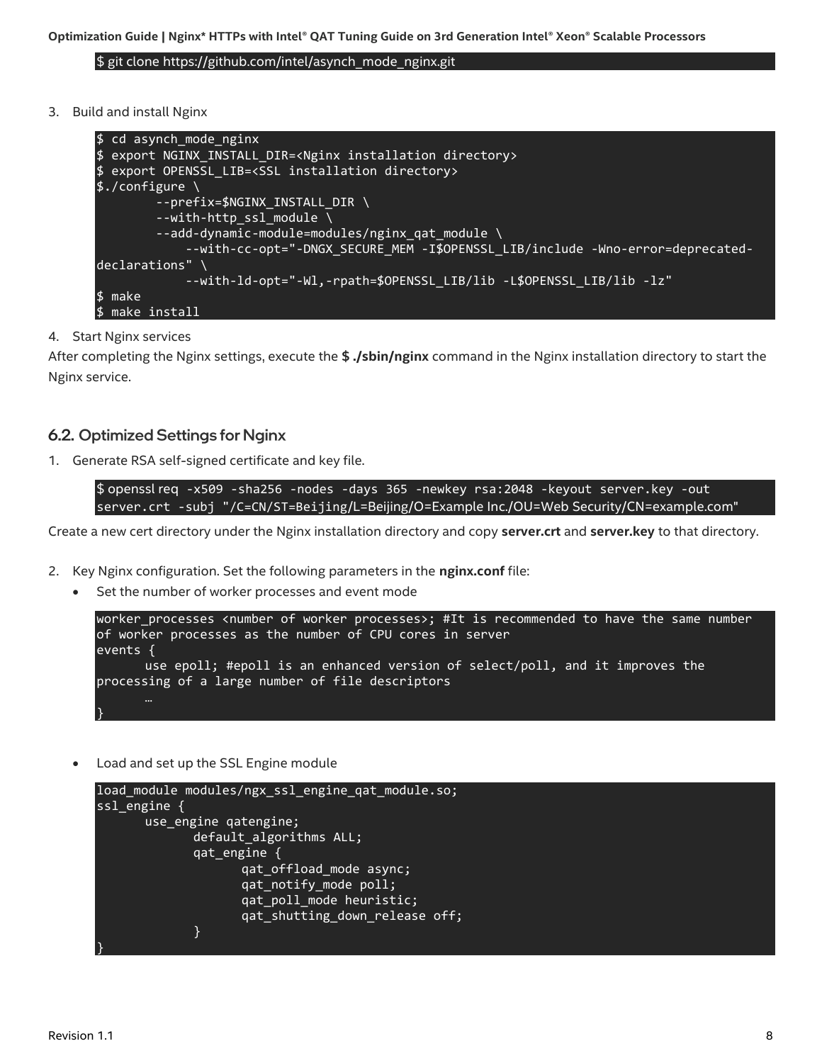```
$ git clone https://github.com/intel/asynch_mode_nginx.git
```

3. Build and install Nginx

```
$ cd asynch_mode_nginx
$ export NGINX_INSTALL_DIR=<Nginx installation directory>
$ export OPENSSL_LIB=<SSL installation directory>
$./configure \
        --prefix=$NGINX_INSTALL_DIR \
        --with-http_ssl_module \
        --add-dynamic-module=modules/nginx_qat_module \
            --with-cc-opt="-DNGX_SECURE_MEM -I$OPENSSL_LIB/include -Wno-error=deprecated-declarations" \
            --with-ld-opt="-Wl,-rpath=$OPENSSL_LIB/lib -L$OPENSSL_LIB/lib -lz"
$ make
$ make install
```

4. Start Nginx services

After completing the Nginx settings, execute the **$ ./sbin/nginx** command in the Nginx installation directory to start the Nginx service.

## 6.2. Optimized Settings for Nginx

1. Generate RSA self-signed certificate and key file.

```
$ openssl req -x509 -sha256 -nodes -days 365 -newkey rsa:2048 -keyout server.key -out server.crt -subj "/C=CN/ST=Beijing/L=Beijing/O=Example Inc./OU=Web Security/CN=example.com"
```

Create a new cert directory under the Nginx installation directory and copy **server.crt** and **server.key** to that directory.

2. Key Nginx configuration. Set the following parameters in the **nginx.conf** file:
   - Set the number of worker processes and event mode

```
worker_processes <number of worker processes>; #It is recommended to have the same number of worker processes as the number of CPU cores in server
events {
      use epoll; #epoll is an enhanced version of select/poll, and it improves the processing of a large number of file descriptors
      …
}
```

   - Load and set up the SSL Engine module

```
load_module modules/ngx_ssl_engine_qat_module.so;
ssl_engine {
      use_engine qatengine;
            default_algorithms ALL;
            qat_engine {
                  qat_offload_mode async;
                  qat_notify_mode poll;
                  qat_poll_mode heuristic;
                  qat_shutting_down_release off;
            }
}
```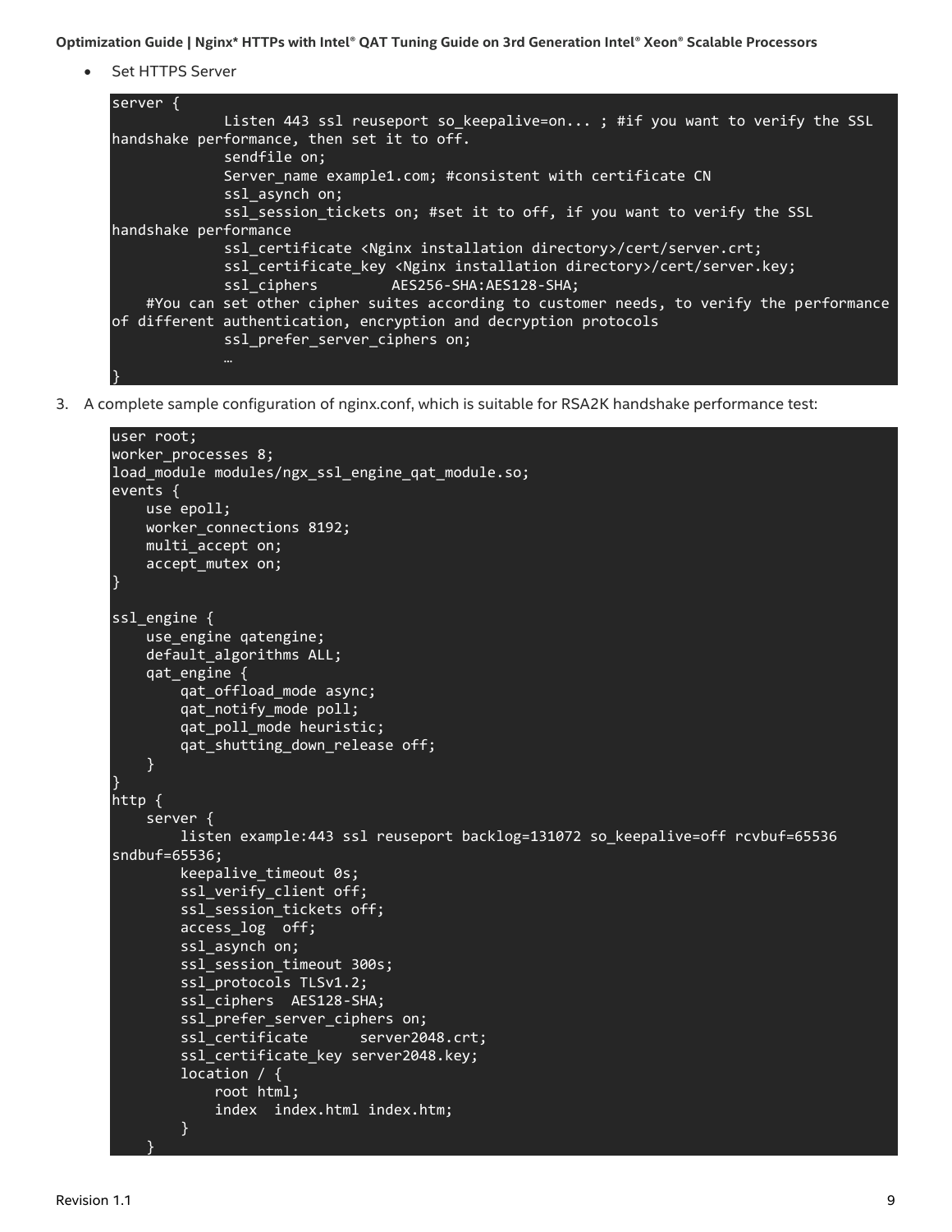- Set HTTPS Server

```
server {
            Listen 443 ssl reuseport so_keepalive=on... ; #if you want to verify the SSL
handshake performance, then set it to off.
            sendfile on;
            Server_name example1.com; #consistent with certificate CN
            ssl_asynch on;
            ssl_session_tickets on; #set it to off, if you want to verify the SSL
handshake performance
            ssl_certificate <Nginx installation directory>/cert/server.crt;
            ssl_certificate_key <Nginx installation directory>/cert/server.key;
            ssl_ciphers         AES256-SHA:AES128-SHA;
    #You can set other cipher suites according to customer needs, to verify the performance
of different authentication, encryption and decryption protocols
            ssl_prefer_server_ciphers on;
            …
}
```

3. A complete sample configuration of nginx.conf, which is suitable for RSA2K handshake performance test:

```
user root;
worker_processes 8;
load_module modules/ngx_ssl_engine_qat_module.so;
events {
    use epoll;
    worker_connections 8192;
    multi_accept on;
    accept_mutex on;
}

ssl_engine {
    use_engine qatengine;
    default_algorithms ALL;
    qat_engine {
        qat_offload_mode async;
        qat_notify_mode poll;
        qat_poll_mode heuristic;
        qat_shutting_down_release off;
    }
}
http {
    server {
        listen example:443 ssl reuseport backlog=131072 so_keepalive=off rcvbuf=65536
sndbuf=65536;
        keepalive_timeout 0s;
        ssl_verify_client off;
        ssl_session_tickets off;
        access_log  off;
        ssl_asynch on;
        ssl_session_timeout 300s;
        ssl_protocols TLSv1.2;
        ssl_ciphers  AES128-SHA;
        ssl_prefer_server_ciphers on;
        ssl_certificate      server2048.crt;
        ssl_certificate_key server2048.key;
        location / {
            root html;
            index  index.html index.htm;
        }
    }
```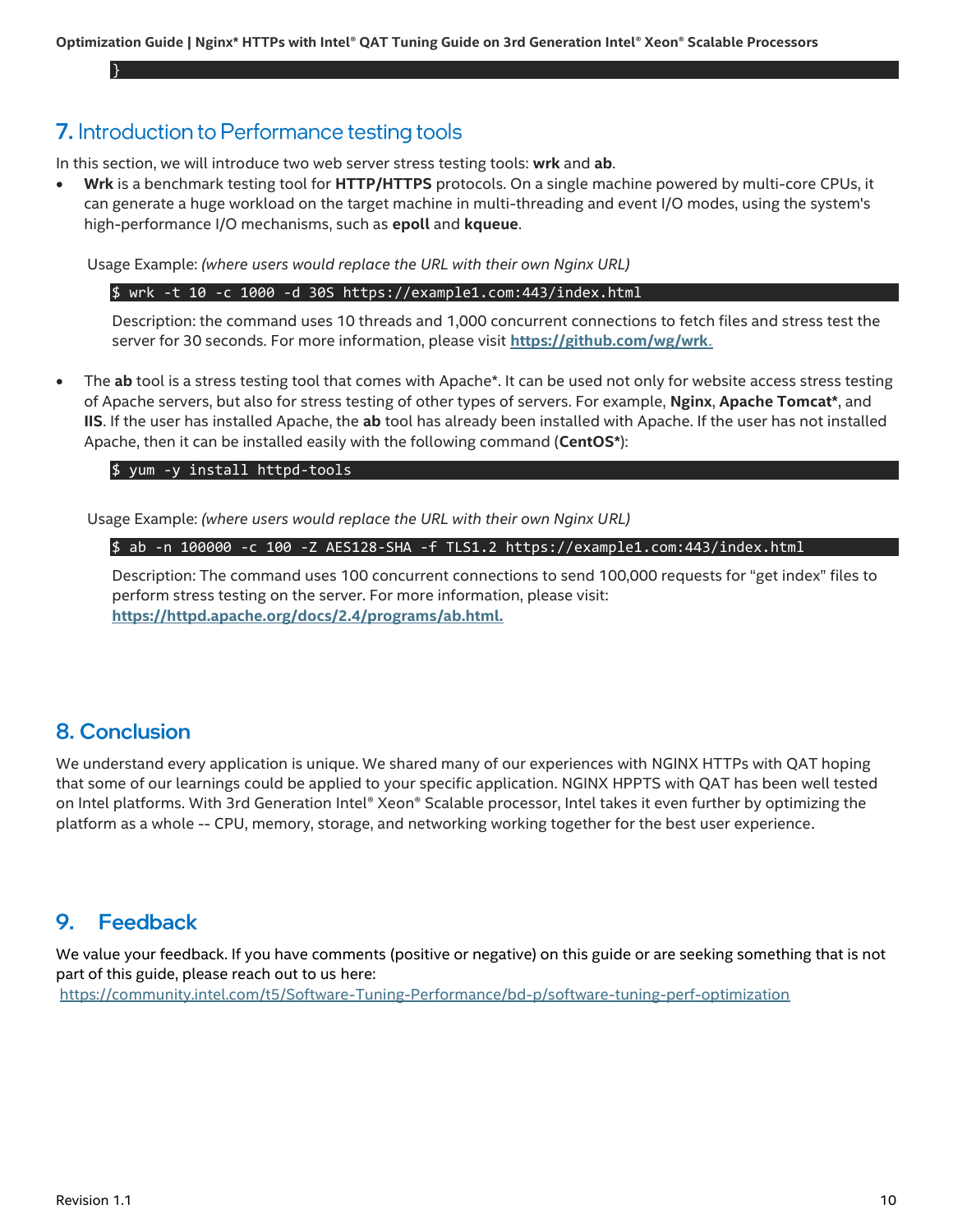```
}
```

## 7. Introduction to Performance testing tools

In this section, we will introduce two web server stress testing tools: **wrk** and **ab**.

- **Wrk** is a benchmark testing tool for **HTTP/HTTPS** protocols. On a single machine powered by multi-core CPUs, it can generate a huge workload on the target machine in multi-threading and event I/O modes, using the system's high-performance I/O mechanisms, such as **epoll** and **kqueue**.

  Usage Example: *(where users would replace the URL with their own Nginx URL)*

  ```
  $ wrk -t 10 -c 1000 -d 30S https://example1.com:443/index.html
  ```

  Description: the command uses 10 threads and 1,000 concurrent connections to fetch files and stress test the server for 30 seconds. For more information, please visit **https://github.com/wg/wrk**.

- The **ab** tool is a stress testing tool that comes with Apache*. It can be used not only for website access stress testing of Apache servers, but also for stress testing of other types of servers. For example, **Nginx**, **Apache Tomcat***, and **IIS**. If the user has installed Apache, the **ab** tool has already been installed with Apache. If the user has not installed Apache, then it can be installed easily with the following command (**CentOS***):

  ```
  $ yum -y install httpd-tools
  ```

  Usage Example: *(where users would replace the URL with their own Nginx URL)*

  ```
  $ ab -n 100000 -c 100 -Z AES128-SHA -f TLS1.2 https://example1.com:443/index.html
  ```

  Description: The command uses 100 concurrent connections to send 100,000 requests for "get index" files to perform stress testing on the server. For more information, please visit: **https://httpd.apache.org/docs/2.4/programs/ab.html.**

## 8. Conclusion

We understand every application is unique. We shared many of our experiences with NGINX HTTPs with QAT hoping that some of our learnings could be applied to your specific application. NGINX HPPTS with QAT has been well tested on Intel platforms. With 3rd Generation Intel® Xeon® Scalable processor, Intel takes it even further by optimizing the platform as a whole -- CPU, memory, storage, and networking working together for the best user experience.

## 9. Feedback

We value your feedback. If you have comments (positive or negative) on this guide or are seeking something that is not part of this guide, please reach out to us here:
https://community.intel.com/t5/Software-Tuning-Performance/bd-p/software-tuning-perf-optimization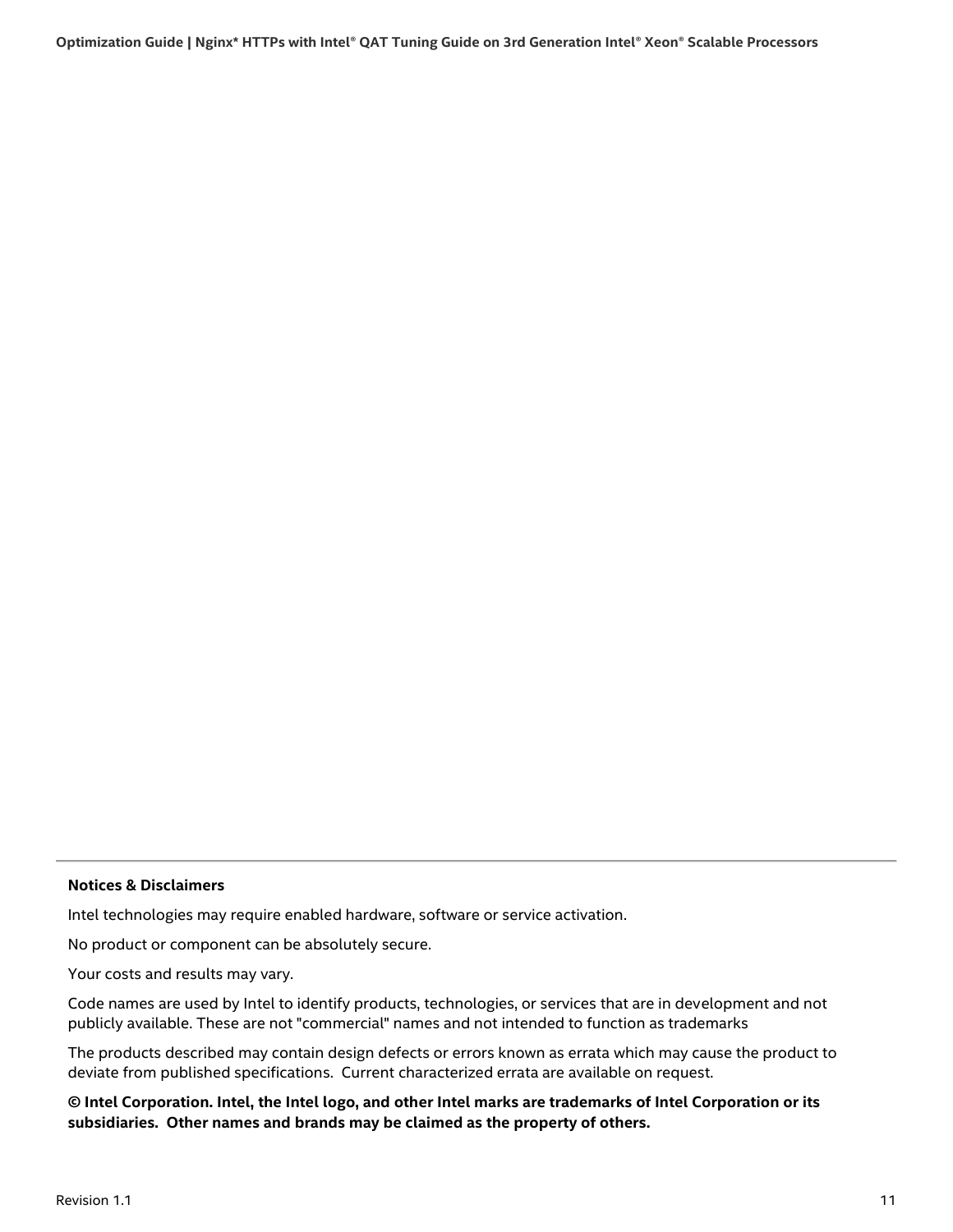**Notices & Disclaimers**

Intel technologies may require enabled hardware, software or service activation.

No product or component can be absolutely secure.

Your costs and results may vary.

Code names are used by Intel to identify products, technologies, or services that are in development and not publicly available. These are not "commercial" names and not intended to function as trademarks

The products described may contain design defects or errors known as errata which may cause the product to deviate from published specifications. Current characterized errata are available on request.

**© Intel Corporation. Intel, the Intel logo, and other Intel marks are trademarks of Intel Corporation or its subsidiaries. Other names and brands may be claimed as the property of others.**